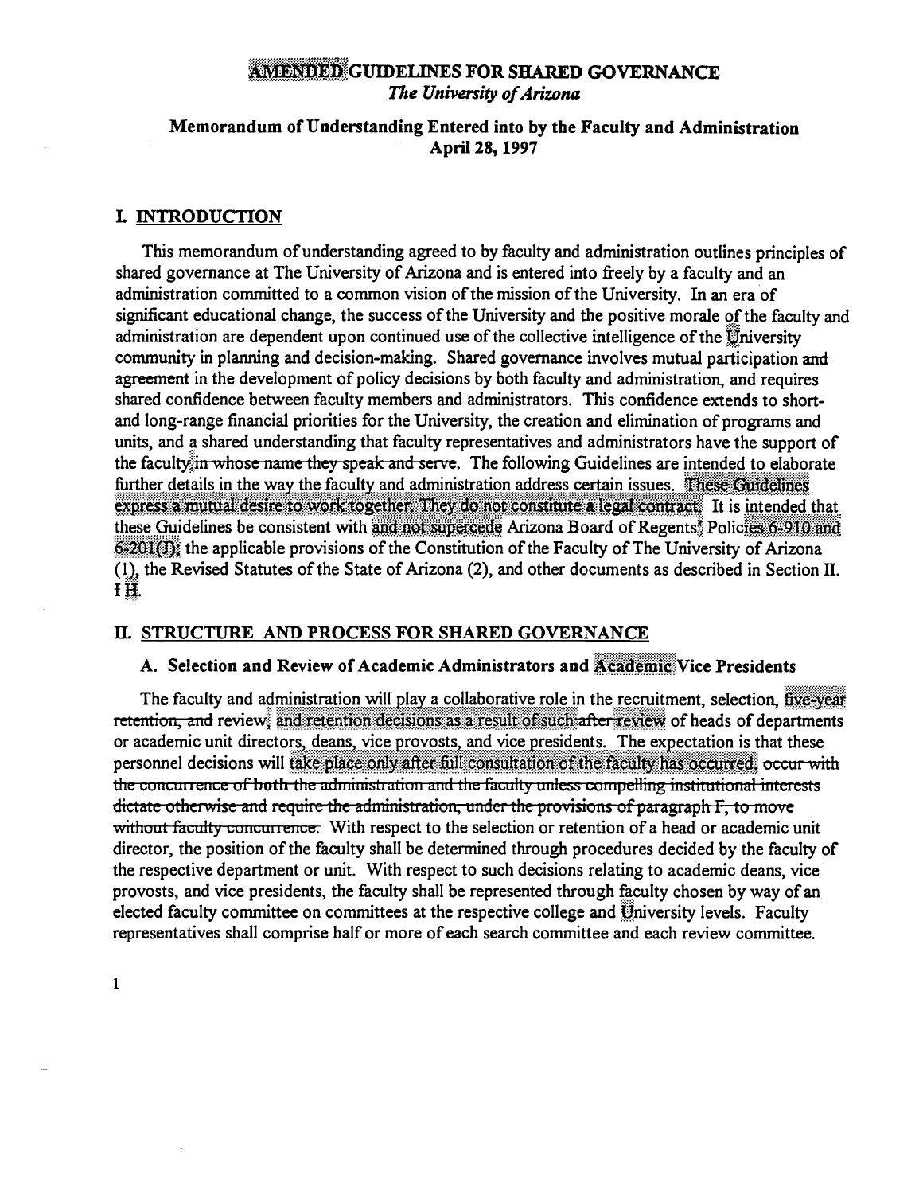# AMENDED GUIDELINES FOR SHARED GOVERNANCE

*The University of Arizona*

## Memorandum of Understanding Entered into by the Faculty and Administration April 28, 1997

## I. INTRODUCTION

This memorandum of understanding agreed to by faculty and administration outlines principles of shared governance at The University of Arizona and is entered into freely by a faculty and an administration committed to a common vision of the mission of the University. In an era of significant educational change, the success of the University and the positive morale of the faculty and administration are dependent upon continued use of the collective intelligence of the University community in planning and decision-making. Shared governance involves mutual participation ~~and agreement~~ in the development of policy decisions by both faculty and administration, and requires shared confidence between faculty members and administrators. This confidence extends to short- and long-range financial priorities for the University, the creation and elimination of programs and units, and a shared understanding that faculty representatives and administrators have the support of the faculty~~ in whose name they speak and serve~~. The following Guidelines are intended to elaborate further details in the way the faculty and administration address certain issues. These Guidelines express a mutual desire to work together. They do not constitute a legal contract. It is intended that these Guidelines be consistent with and not supercede Arizona Board of Regents' Policies 6-910 and 6-201(J); the applicable provisions of the Constitution of the Faculty of The University of Arizona (1), the Revised Statutes of the State of Arizona (2), and other documents as described in Section II. ~~I~~ H.

## II. STRUCTURE AND PROCESS FOR SHARED GOVERNANCE

### A. Selection and Review of Academic Administrators and Academic Vice Presidents

The faculty and administration will play a collaborative role in the recruitment, selection, five-year ~~retention, and~~ review, and retention decisions as a result of such ~~after~~ review of heads of departments or academic unit directors, deans, vice provosts, and vice presidents. The expectation is that these personnel decisions will take place only after full consultation of the faculty has occurred. ~~occur with the concurrence of both the administration and the faculty unless compelling institutional interests dictate otherwise and require the administration, under the provisions of paragraph F, to move without faculty concurrence.~~ With respect to the selection or retention of a head or academic unit director, the position of the faculty shall be determined through procedures decided by the faculty of the respective department or unit. With respect to such decisions relating to academic deans, vice provosts, and vice presidents, the faculty shall be represented through faculty chosen by way of an elected faculty committee on committees at the respective college and University levels. Faculty representatives shall comprise half or more of each search committee and each review committee.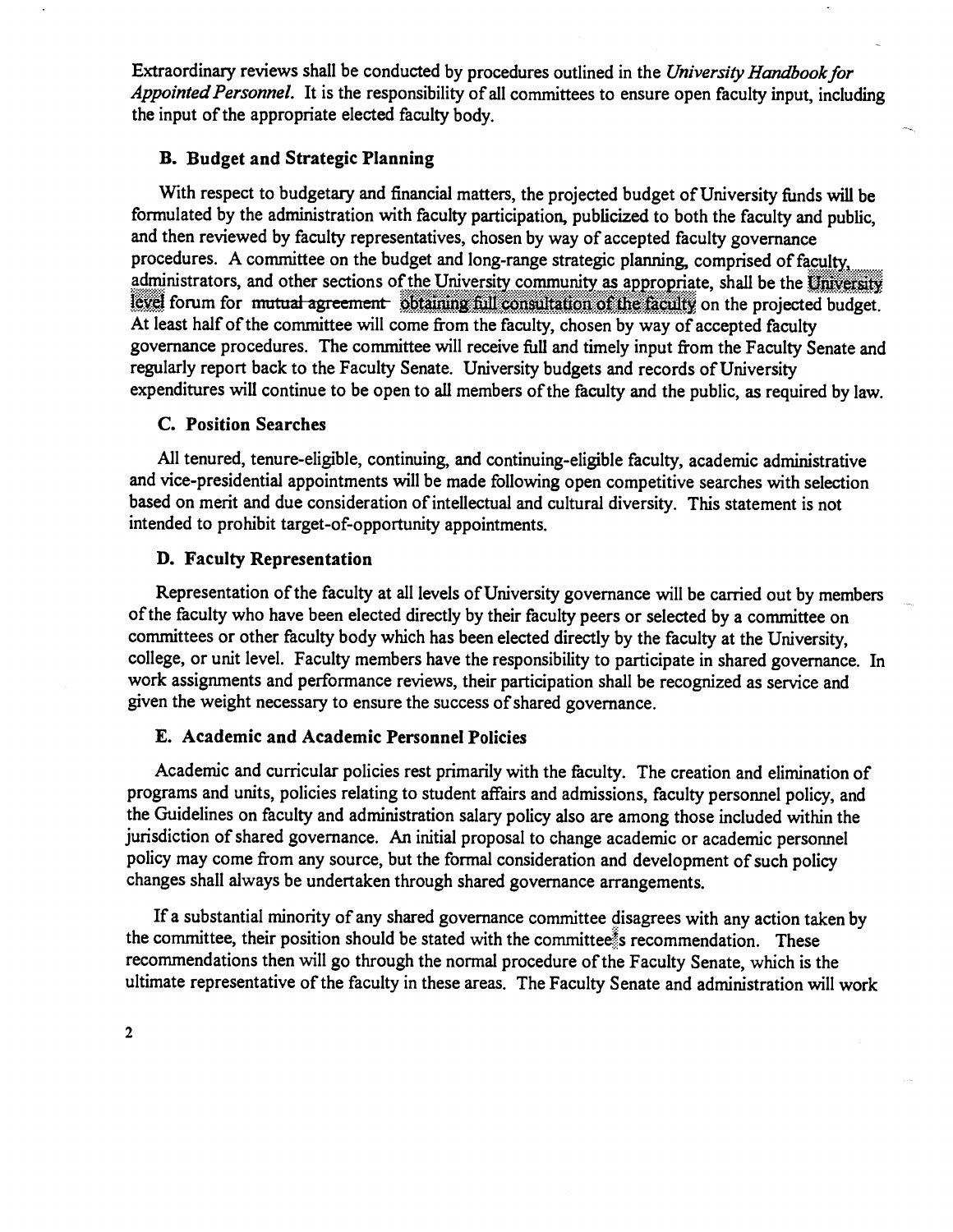Extraordinary reviews shall be conducted by procedures outlined in the *University Handbook for Appointed Personnel*. It is the responsibility of all committees to ensure open faculty input, including the input of the appropriate elected faculty body.

### B. Budget and Strategic Planning

With respect to budgetary and financial matters, the projected budget of University funds will be formulated by the administration with faculty participation, publicized to both the faculty and public, and then reviewed by faculty representatives, chosen by way of accepted faculty governance procedures. A committee on the budget and long-range strategic planning, comprised of faculty, administrators, and other sections of the University community as appropriate, shall be the University level forum for ~~mutual agreement~~ obtaining full consultation of the faculty on the projected budget. At least half of the committee will come from the faculty, chosen by way of accepted faculty governance procedures. The committee will receive full and timely input from the Faculty Senate and regularly report back to the Faculty Senate. University budgets and records of University expenditures will continue to be open to all members of the faculty and the public, as required by law.

### C. Position Searches

All tenured, tenure-eligible, continuing, and continuing-eligible faculty, academic administrative and vice-presidential appointments will be made following open competitive searches with selection based on merit and due consideration of intellectual and cultural diversity. This statement is not intended to prohibit target-of-opportunity appointments.

### D. Faculty Representation

Representation of the faculty at all levels of University governance will be carried out by members of the faculty who have been elected directly by their faculty peers or selected by a committee on committees or other faculty body which has been elected directly by the faculty at the University, college, or unit level. Faculty members have the responsibility to participate in shared governance. In work assignments and performance reviews, their participation shall be recognized as service and given the weight necessary to ensure the success of shared governance.

### E. Academic and Academic Personnel Policies

Academic and curricular policies rest primarily with the faculty. The creation and elimination of programs and units, policies relating to student affairs and admissions, faculty personnel policy, and the Guidelines on faculty and administration salary policy also are among those included within the jurisdiction of shared governance. An initial proposal to change academic or academic personnel policy may come from any source, but the formal consideration and development of such policy changes shall always be undertaken through shared governance arrangements.

If a substantial minority of any shared governance committee disagrees with any action taken by the committee, their position should be stated with the committee's recommendation. These recommendations then will go through the normal procedure of the Faculty Senate, which is the ultimate representative of the faculty in these areas. The Faculty Senate and administration will work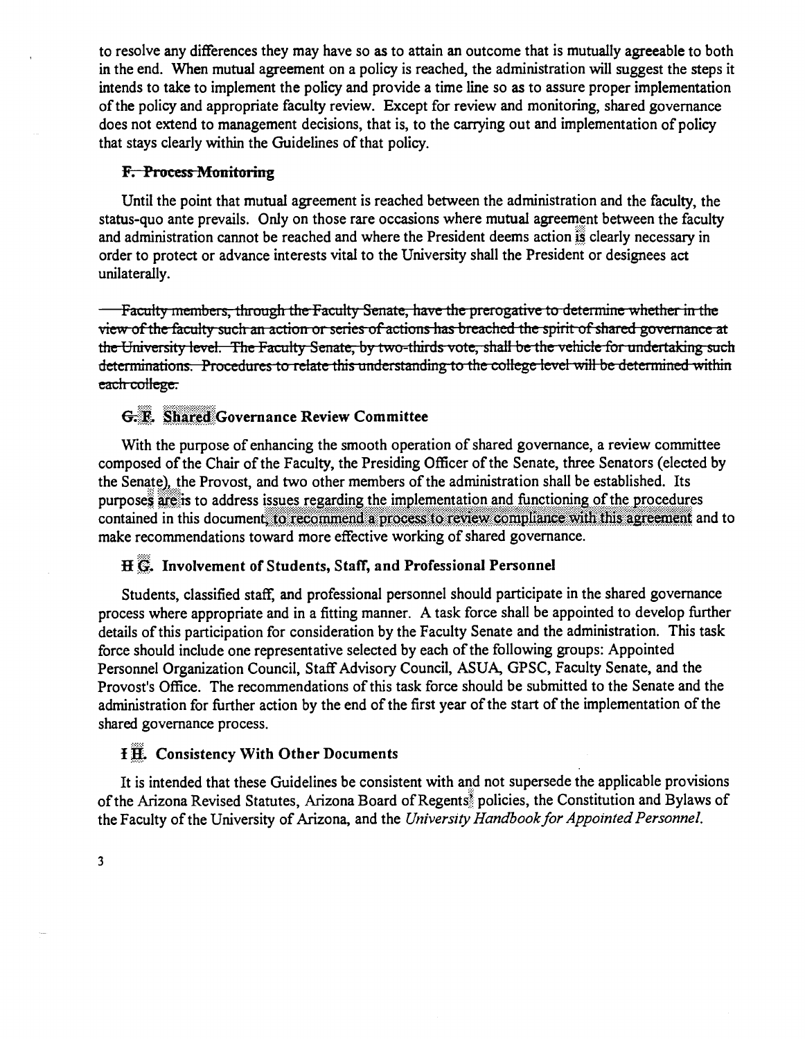to resolve any differences they may have so as to attain an outcome that is mutually agreeable to both in the end. When mutual agreement on a policy is reached, the administration will suggest the steps it intends to take to implement the policy and provide a time line so as to assure proper implementation of the policy and appropriate faculty review. Except for review and monitoring, shared governance does not extend to management decisions, that is, to the carrying out and implementation of policy that stays clearly within the Guidelines of that policy.

### ~~F. Process Monitoring~~

Until the point that mutual agreement is reached between the administration and the faculty, the status-quo ante prevails. Only on those rare occasions where mutual agreement between the faculty and administration cannot be reached and where the President deems action is clearly necessary in order to protect or advance interests vital to the University shall the President or designees act unilaterally.

~~Faculty members, through the Faculty Senate, have the prerogative to determine whether in the view of the faculty such an action or series of actions has breached the spirit of shared governance at the University level. The Faculty Senate, by two-thirds vote, shall be the vehicle for undertaking such determinations. Procedures to relate this understanding to the college level will be determined within each college.~~

### ~~G.~~ F. Shared Governance Review Committee

With the purpose of enhancing the smooth operation of shared governance, a review committee composed of the Chair of the Faculty, the Presiding Officer of the Senate, three Senators (elected by the Senate), the Provost, and two other members of the administration shall be established. Its purposes are ~~is~~ to address issues regarding the implementation and functioning of the procedures contained in this document, to recommend a process to review compliance with this agreement and to make recommendations toward more effective working of shared governance.

### ~~H~~ G. Involvement of Students, Staff, and Professional Personnel

Students, classified staff, and professional personnel should participate in the shared governance process where appropriate and in a fitting manner. A task force shall be appointed to develop further details of this participation for consideration by the Faculty Senate and the administration. This task force should include one representative selected by each of the following groups: Appointed Personnel Organization Council, Staff Advisory Council, ASUA, GPSC, Faculty Senate, and the Provost's Office. The recommendations of this task force should be submitted to the Senate and the administration for further action by the end of the first year of the start of the implementation of the shared governance process.

### ~~I~~ H. Consistency With Other Documents

It is intended that these Guidelines be consistent with and not supersede the applicable provisions of the Arizona Revised Statutes, Arizona Board of Regents' policies, the Constitution and Bylaws of the Faculty of the University of Arizona, and the *University Handbook for Appointed Personnel.*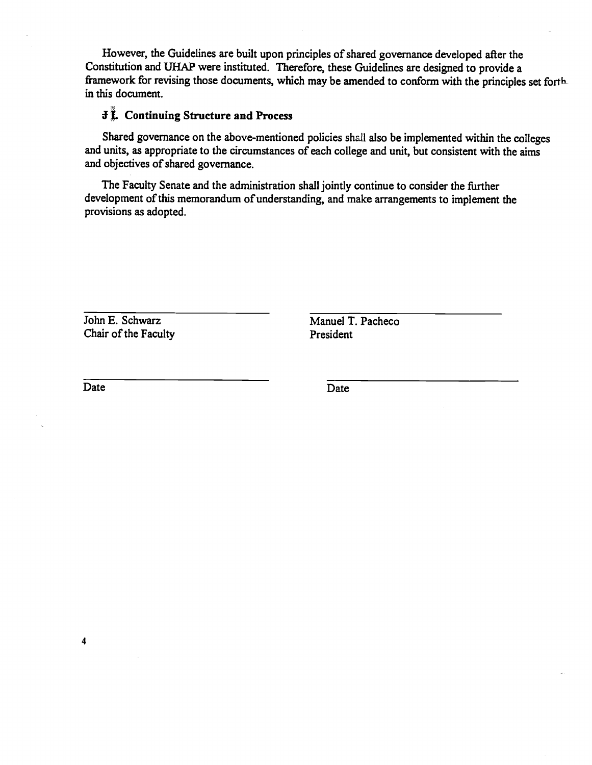However, the Guidelines are built upon principles of shared governance developed after the Constitution and UHAP were instituted. Therefore, these Guidelines are designed to provide a framework for revising those documents, which may be amended to conform with the principles set forth in this document.

### II. Continuing Structure and Process

Shared governance on the above-mentioned policies shall also be implemented within the colleges and units, as appropriate to the circumstances of each college and unit, but consistent with the aims and objectives of shared governance.

The Faculty Senate and the administration shall jointly continue to consider the further development of this memorandum of understanding, and make arrangements to implement the provisions as adopted.

| | |
|---|---|
| John E. Schwarz<br>Chair of the Faculty | Manuel T. Pacheco<br>President |
| Date | Date |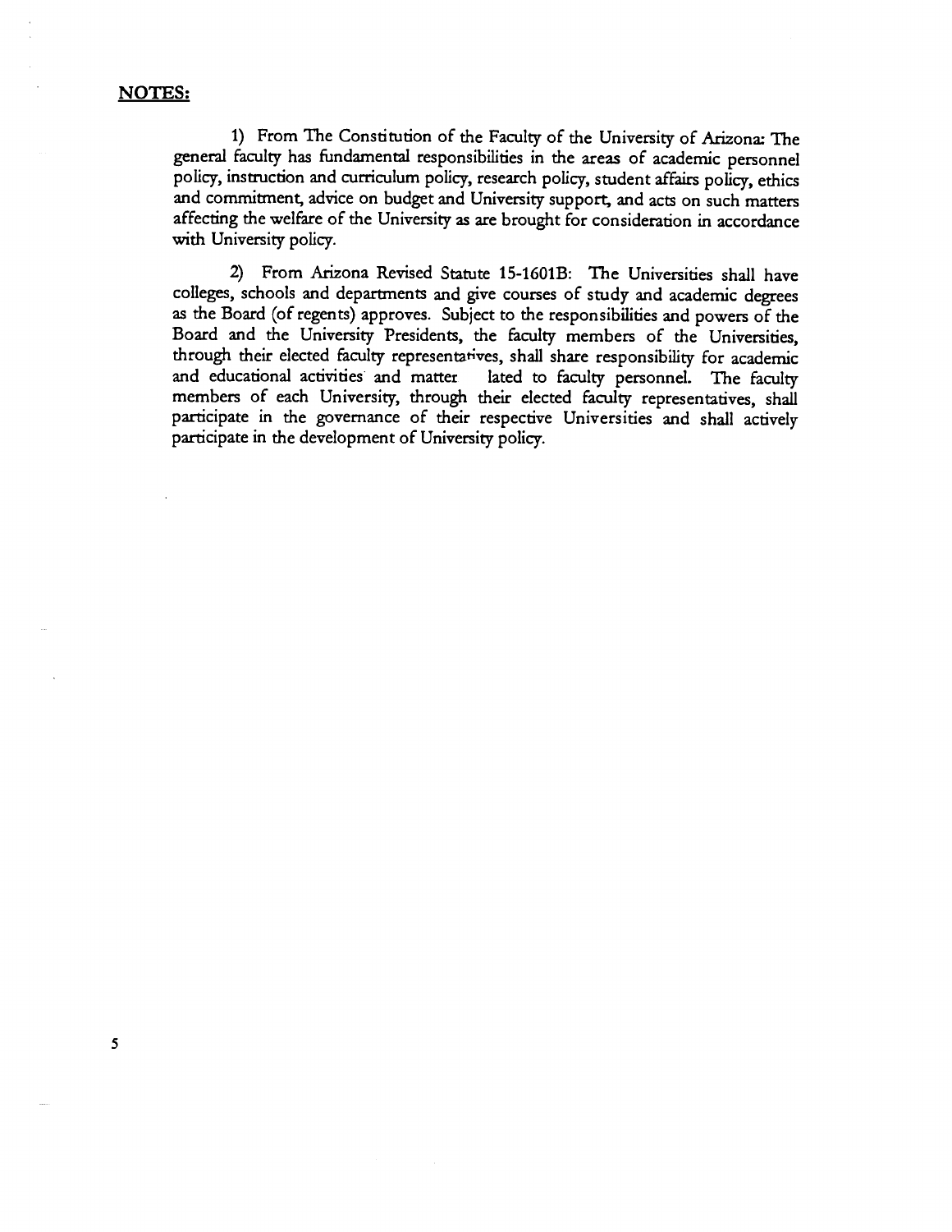**NOTES:**

1) From The Constitution of the Faculty of the University of Arizona: The general faculty has fundamental responsibilities in the areas of academic personnel policy, instruction and curriculum policy, research policy, student affairs policy, ethics and commitment, advice on budget and University support, and acts on such matters affecting the welfare of the University as are brought for consideration in accordance with University policy.

2) From Arizona Revised Statute 15-1601B: The Universities shall have colleges, schools and departments and give courses of study and academic degrees as the Board (of regents) approves. Subject to the responsibilities and powers of the Board and the University Presidents, the faculty members of the Universities, through their elected faculty representatives, shall share responsibility for academic and educational activities and matter lated to faculty personnel. The faculty members of each University, through their elected faculty representatives, shall participate in the governance of their respective Universities and shall actively participate in the development of University policy.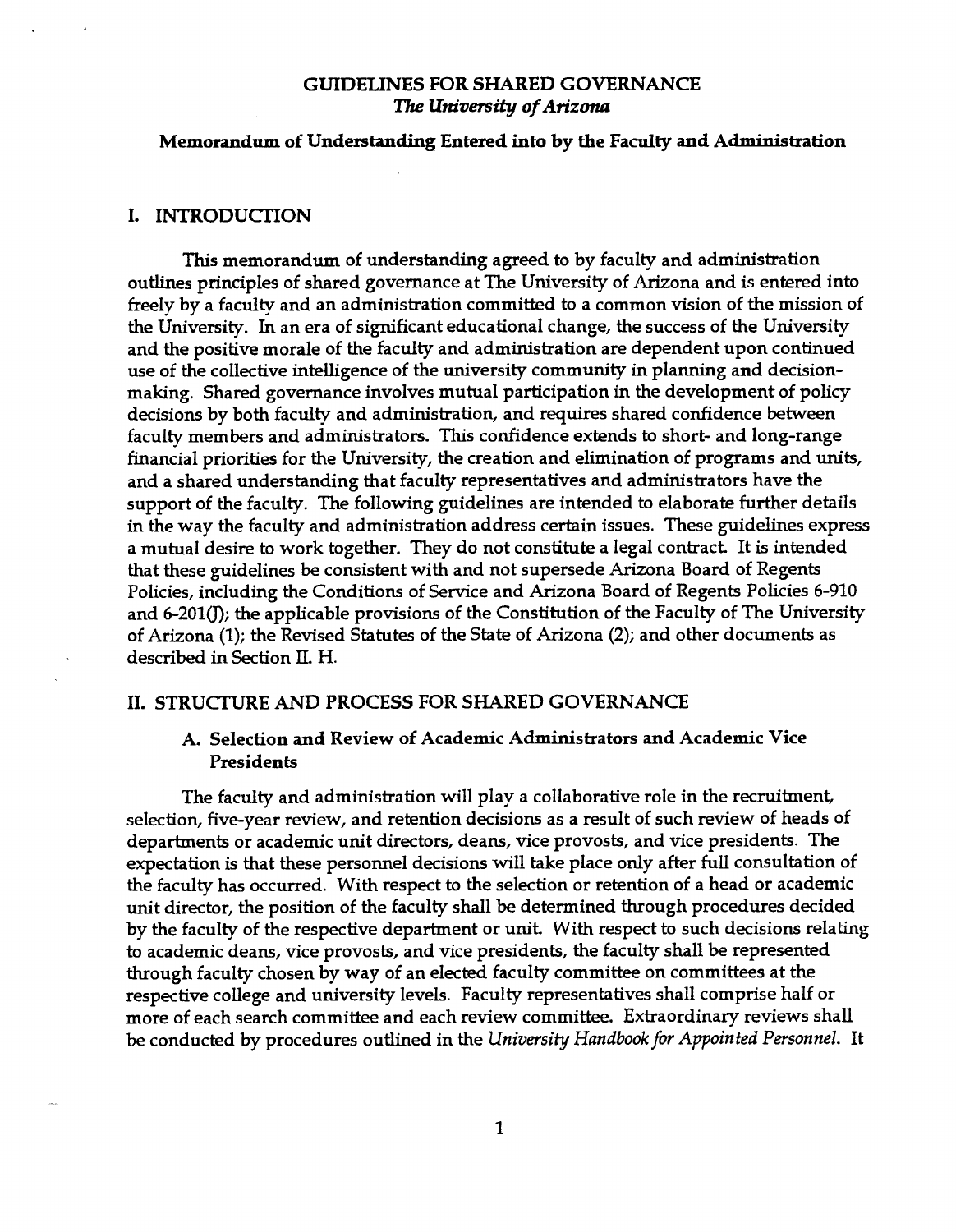# GUIDELINES FOR SHARED GOVERNANCE
*The University of Arizona*

**Memorandum of Understanding Entered into by the Faculty and Administration**

## I. INTRODUCTION

This memorandum of understanding agreed to by faculty and administration outlines principles of shared governance at The University of Arizona and is entered into freely by a faculty and an administration committed to a common vision of the mission of the University. In an era of significant educational change, the success of the University and the positive morale of the faculty and administration are dependent upon continued use of the collective intelligence of the university community in planning and decision-making. Shared governance involves mutual participation in the development of policy decisions by both faculty and administration, and requires shared confidence between faculty members and administrators. This confidence extends to short- and long-range financial priorities for the University, the creation and elimination of programs and units, and a shared understanding that faculty representatives and administrators have the support of the faculty. The following guidelines are intended to elaborate further details in the way the faculty and administration address certain issues. These guidelines express a mutual desire to work together. They do not constitute a legal contract. It is intended that these guidelines be consistent with and not supersede Arizona Board of Regents Policies, including the Conditions of Service and Arizona Board of Regents Policies 6-910 and 6-201(J); the applicable provisions of the Constitution of the Faculty of The University of Arizona (1); the Revised Statutes of the State of Arizona (2); and other documents as described in Section II. H.

## II. STRUCTURE AND PROCESS FOR SHARED GOVERNANCE

### A. Selection and Review of Academic Administrators and Academic Vice Presidents

The faculty and administration will play a collaborative role in the recruitment, selection, five-year review, and retention decisions as a result of such review of heads of departments or academic unit directors, deans, vice provosts, and vice presidents. The expectation is that these personnel decisions will take place only after full consultation of the faculty has occurred. With respect to the selection or retention of a head or academic unit director, the position of the faculty shall be determined through procedures decided by the faculty of the respective department or unit. With respect to such decisions relating to academic deans, vice provosts, and vice presidents, the faculty shall be represented through faculty chosen by way of an elected faculty committee on committees at the respective college and university levels. Faculty representatives shall comprise half or more of each search committee and each review committee. Extraordinary reviews shall be conducted by procedures outlined in the *University Handbook for Appointed Personnel*. It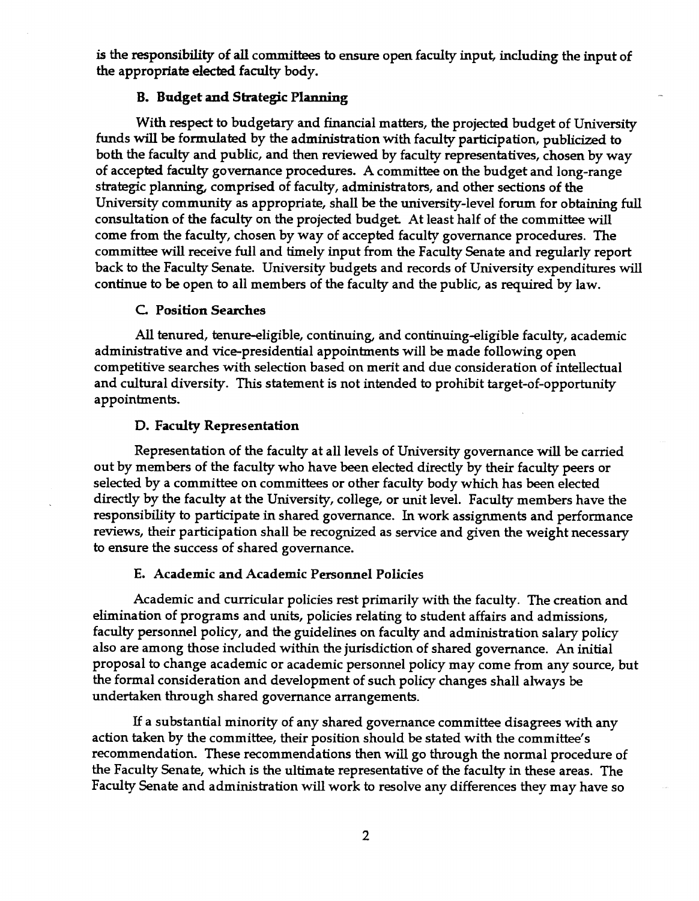is the responsibility of all committees to ensure open faculty input, including the input of the appropriate elected faculty body.

### B. Budget and Strategic Planning

With respect to budgetary and financial matters, the projected budget of University funds will be formulated by the administration with faculty participation, publicized to both the faculty and public, and then reviewed by faculty representatives, chosen by way of accepted faculty governance procedures. A committee on the budget and long-range strategic planning, comprised of faculty, administrators, and other sections of the University community as appropriate, shall be the university-level forum for obtaining full consultation of the faculty on the projected budget. At least half of the committee will come from the faculty, chosen by way of accepted faculty governance procedures. The committee will receive full and timely input from the Faculty Senate and regularly report back to the Faculty Senate. University budgets and records of University expenditures will continue to be open to all members of the faculty and the public, as required by law.

### C. Position Searches

All tenured, tenure-eligible, continuing, and continuing-eligible faculty, academic administrative and vice-presidential appointments will be made following open competitive searches with selection based on merit and due consideration of intellectual and cultural diversity. This statement is not intended to prohibit target-of-opportunity appointments.

### D. Faculty Representation

Representation of the faculty at all levels of University governance will be carried out by members of the faculty who have been elected directly by their faculty peers or selected by a committee on committees or other faculty body which has been elected directly by the faculty at the University, college, or unit level. Faculty members have the responsibility to participate in shared governance. In work assignments and performance reviews, their participation shall be recognized as service and given the weight necessary to ensure the success of shared governance.

### E. Academic and Academic Personnel Policies

Academic and curricular policies rest primarily with the faculty. The creation and elimination of programs and units, policies relating to student affairs and admissions, faculty personnel policy, and the guidelines on faculty and administration salary policy also are among those included within the jurisdiction of shared governance. An initial proposal to change academic or academic personnel policy may come from any source, but the formal consideration and development of such policy changes shall always be undertaken through shared governance arrangements.

If a substantial minority of any shared governance committee disagrees with any action taken by the committee, their position should be stated with the committee's recommendation. These recommendations then will go through the normal procedure of the Faculty Senate, which is the ultimate representative of the faculty in these areas. The Faculty Senate and administration will work to resolve any differences they may have so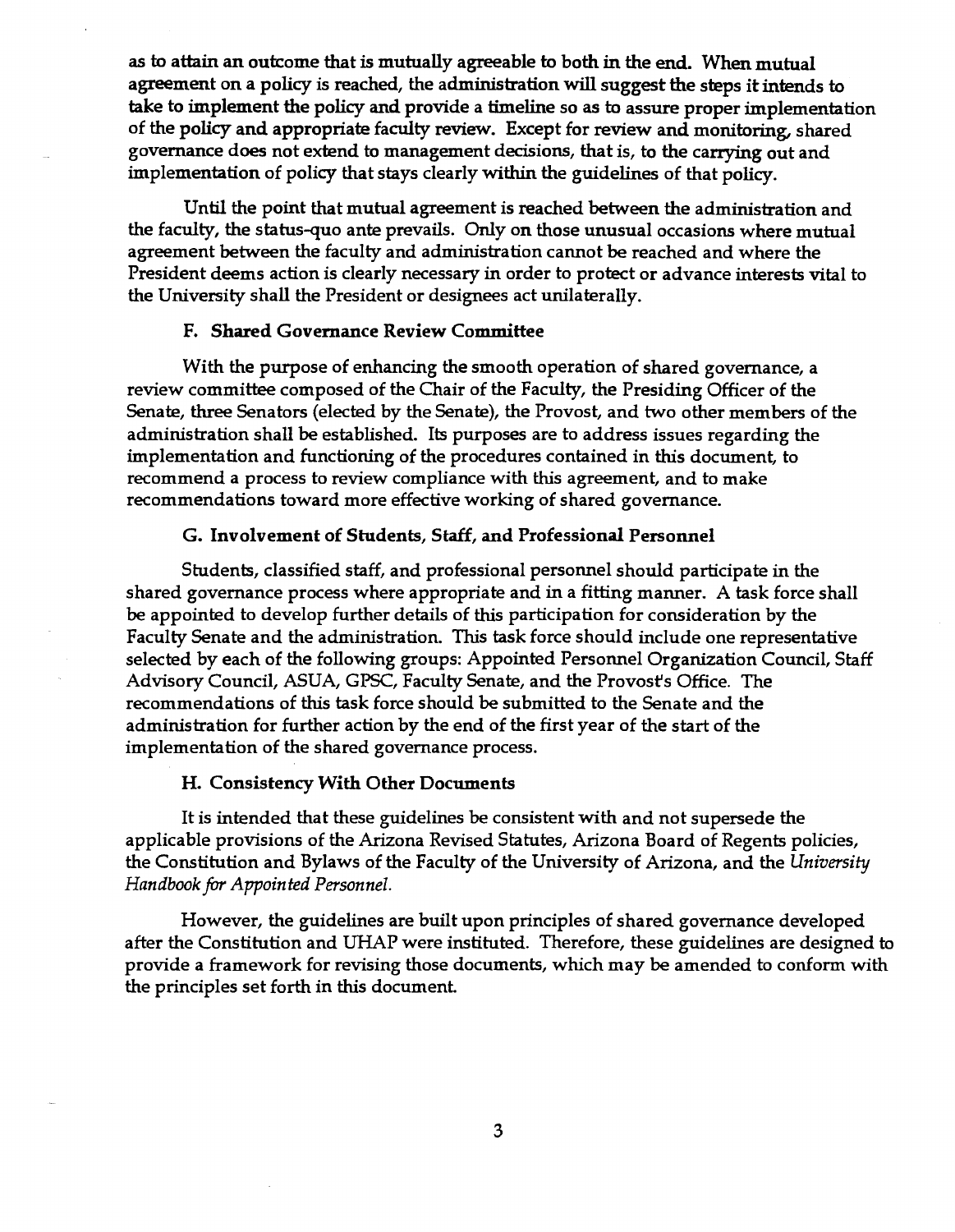as to attain an outcome that is mutually agreeable to both in the end. When mutual agreement on a policy is reached, the administration will suggest the steps it intends to take to implement the policy and provide a timeline so as to assure proper implementation of the policy and appropriate faculty review. Except for review and monitoring, shared governance does not extend to management decisions, that is, to the carrying out and implementation of policy that stays clearly within the guidelines of that policy.

Until the point that mutual agreement is reached between the administration and the faculty, the status-quo ante prevails. Only on those unusual occasions where mutual agreement between the faculty and administration cannot be reached and where the President deems action is clearly necessary in order to protect or advance interests vital to the University shall the President or designees act unilaterally.

### F. Shared Governance Review Committee

With the purpose of enhancing the smooth operation of shared governance, a review committee composed of the Chair of the Faculty, the Presiding Officer of the Senate, three Senators (elected by the Senate), the Provost, and two other members of the administration shall be established. Its purposes are to address issues regarding the implementation and functioning of the procedures contained in this document, to recommend a process to review compliance with this agreement, and to make recommendations toward more effective working of shared governance.

### G. Involvement of Students, Staff, and Professional Personnel

Students, classified staff, and professional personnel should participate in the shared governance process where appropriate and in a fitting manner. A task force shall be appointed to develop further details of this participation for consideration by the Faculty Senate and the administration. This task force should include one representative selected by each of the following groups: Appointed Personnel Organization Council, Staff Advisory Council, ASUA, GPSC, Faculty Senate, and the Provost's Office. The recommendations of this task force should be submitted to the Senate and the administration for further action by the end of the first year of the start of the implementation of the shared governance process.

### H. Consistency With Other Documents

It is intended that these guidelines be consistent with and not supersede the applicable provisions of the Arizona Revised Statutes, Arizona Board of Regents policies, the Constitution and Bylaws of the Faculty of the University of Arizona, and the *University Handbook for Appointed Personnel.*

However, the guidelines are built upon principles of shared governance developed after the Constitution and UHAP were instituted. Therefore, these guidelines are designed to provide a framework for revising those documents, which may be amended to conform with the principles set forth in this document.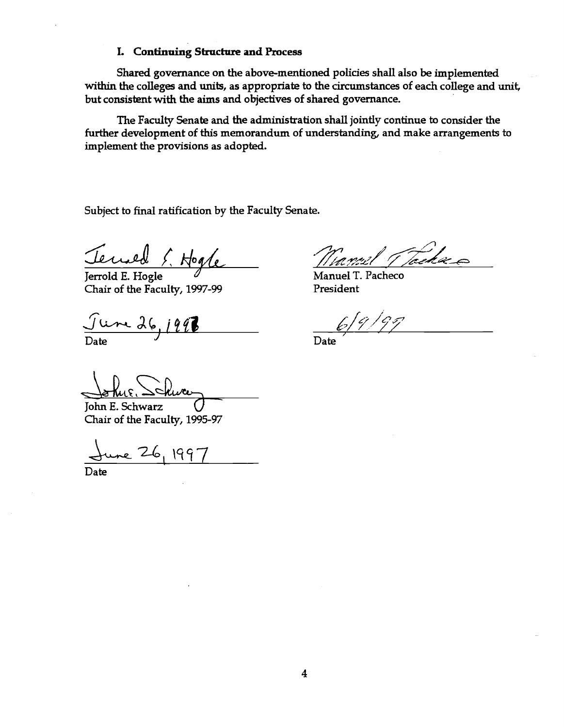### I. Continuing Structure and Process

Shared governance on the above-mentioned policies shall also be implemented within the colleges and units, as appropriate to the circumstances of each college and unit, but consistent with the aims and objectives of shared governance.

The Faculty Senate and the administration shall jointly continue to consider the further development of this memorandum of understanding, and make arrangements to implement the provisions as adopted.

Subject to final ratification by the Faculty Senate.

Jerrold E. Hogle
Chair of the Faculty, 1997-99

June 26, 1997
Date

Manuel T. Pacheco
President

6/9/97
Date

John E. Schwarz
Chair of the Faculty, 1995-97

June 26, 1997
Date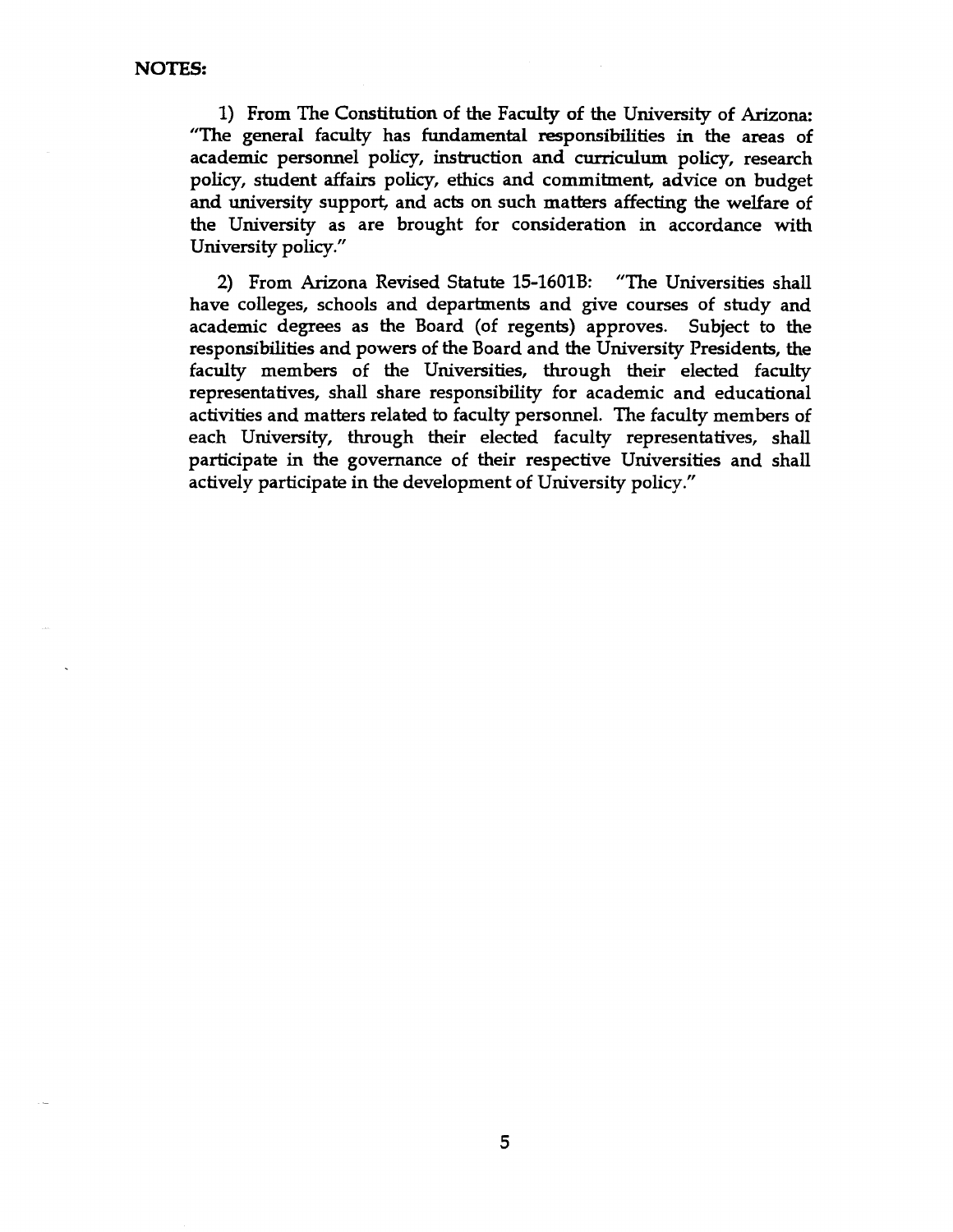**NOTES:**

1) From The Constitution of the Faculty of the University of Arizona: "The general faculty has fundamental responsibilities in the areas of academic personnel policy, instruction and curriculum policy, research policy, student affairs policy, ethics and commitment, advice on budget and university support, and acts on such matters affecting the welfare of the University as are brought for consideration in accordance with University policy."

2) From Arizona Revised Statute 15-1601B: "The Universities shall have colleges, schools and departments and give courses of study and academic degrees as the Board (of regents) approves. Subject to the responsibilities and powers of the Board and the University Presidents, the faculty members of the Universities, through their elected faculty representatives, shall share responsibility for academic and educational activities and matters related to faculty personnel. The faculty members of each University, through their elected faculty representatives, shall participate in the governance of their respective Universities and shall actively participate in the development of University policy."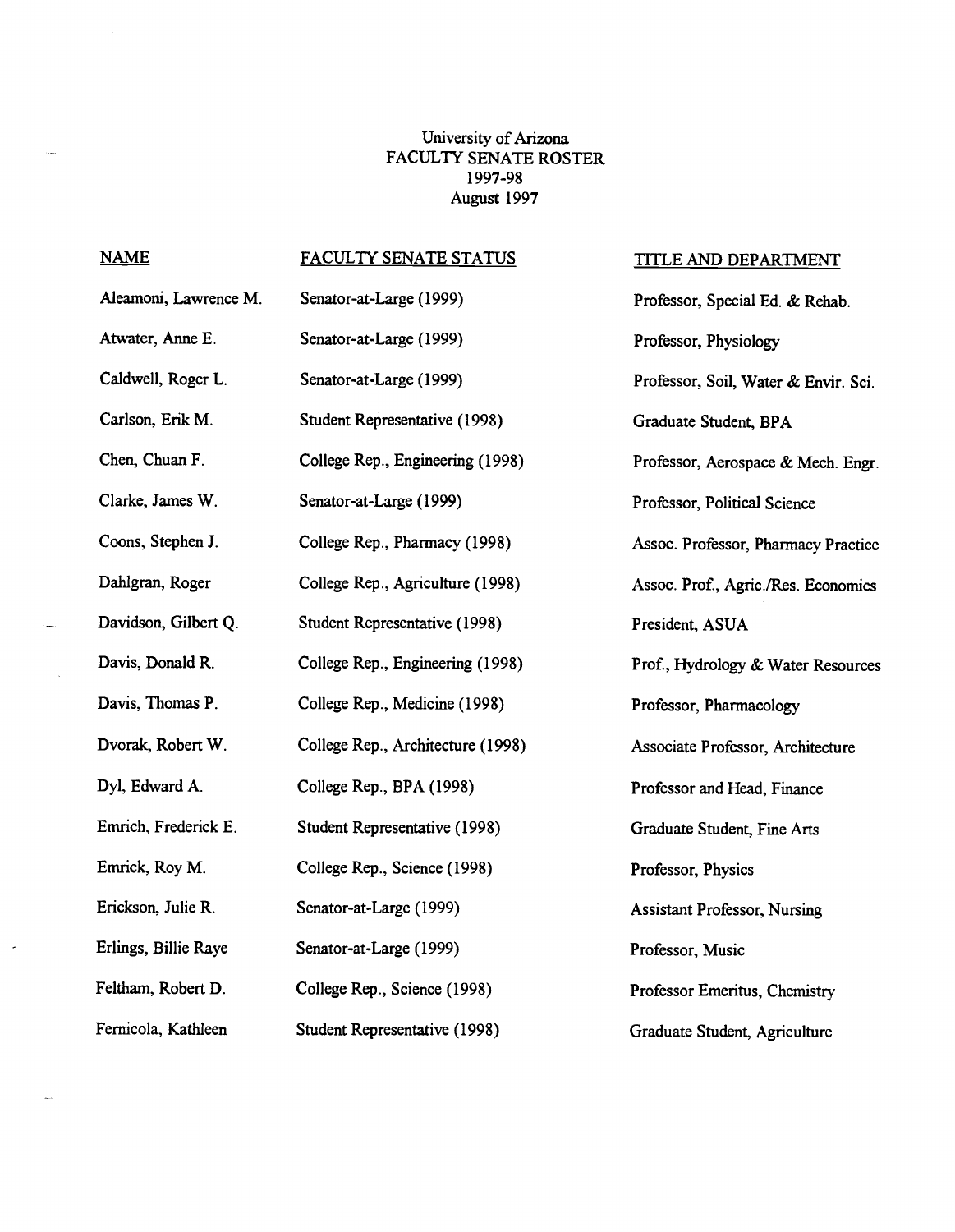University of Arizona
FACULTY SENATE ROSTER
1997-98
August 1997

| NAME | FACULTY SENATE STATUS | TITLE AND DEPARTMENT |
|---|---|---|
| Aleamoni, Lawrence M. | Senator-at-Large (1999) | Professor, Special Ed. & Rehab. |
| Atwater, Anne E. | Senator-at-Large (1999) | Professor, Physiology |
| Caldwell, Roger L. | Senator-at-Large (1999) | Professor, Soil, Water & Envir. Sci. |
| Carlson, Erik M. | Student Representative (1998) | Graduate Student, BPA |
| Chen, Chuan F. | College Rep., Engineering (1998) | Professor, Aerospace & Mech. Engr. |
| Clarke, James W. | Senator-at-Large (1999) | Professor, Political Science |
| Coons, Stephen J. | College Rep., Pharmacy (1998) | Assoc. Professor, Pharmacy Practice |
| Dahlgran, Roger | College Rep., Agriculture (1998) | Assoc. Prof., Agric./Res. Economics |
| Davidson, Gilbert Q. | Student Representative (1998) | President, ASUA |
| Davis, Donald R. | College Rep., Engineering (1998) | Prof., Hydrology & Water Resources |
| Davis, Thomas P. | College Rep., Medicine (1998) | Professor, Pharmacology |
| Dvorak, Robert W. | College Rep., Architecture (1998) | Associate Professor, Architecture |
| Dyl, Edward A. | College Rep., BPA (1998) | Professor and Head, Finance |
| Emrich, Frederick E. | Student Representative (1998) | Graduate Student, Fine Arts |
| Emrick, Roy M. | College Rep., Science (1998) | Professor, Physics |
| Erickson, Julie R. | Senator-at-Large (1999) | Assistant Professor, Nursing |
| Erlings, Billie Raye | Senator-at-Large (1999) | Professor, Music |
| Feltham, Robert D. | College Rep., Science (1998) | Professor Emeritus, Chemistry |
| Fernicola, Kathleen | Student Representative (1998) | Graduate Student, Agriculture |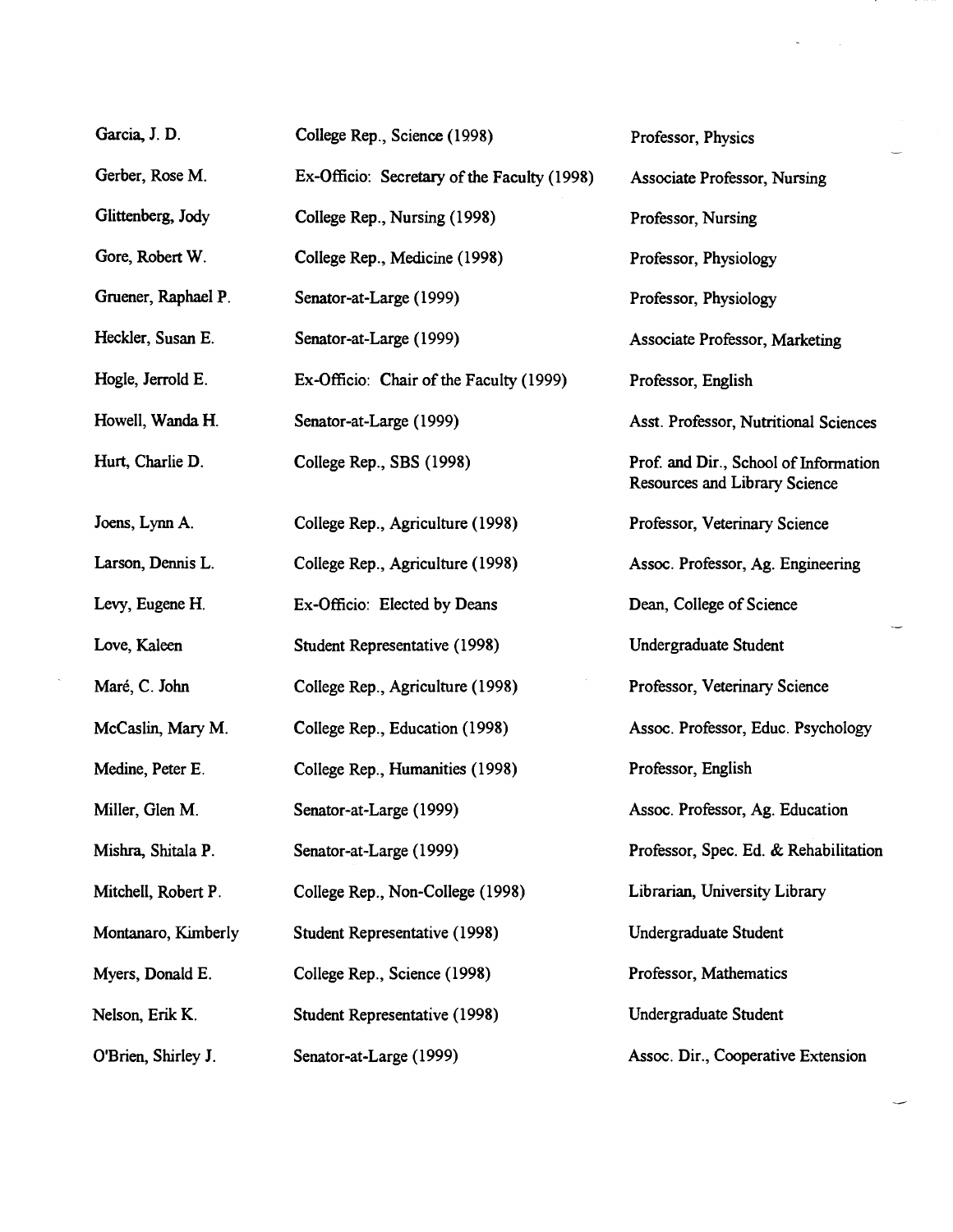| | | |
|---|---|---|
| Garcia, J. D. | College Rep., Science (1998) | Professor, Physics |
| Gerber, Rose M. | Ex-Officio: Secretary of the Faculty (1998) | Associate Professor, Nursing |
| Glittenberg, Jody | College Rep., Nursing (1998) | Professor, Nursing |
| Gore, Robert W. | College Rep., Medicine (1998) | Professor, Physiology |
| Gruener, Raphael P. | Senator-at-Large (1999) | Professor, Physiology |
| Heckler, Susan E. | Senator-at-Large (1999) | Associate Professor, Marketing |
| Hogle, Jerrold E. | Ex-Officio: Chair of the Faculty (1999) | Professor, English |
| Howell, Wanda H. | Senator-at-Large (1999) | Asst. Professor, Nutritional Sciences |
| Hurt, Charlie D. | College Rep., SBS (1998) | Prof. and Dir., School of Information Resources and Library Science |
| Joens, Lynn A. | College Rep., Agriculture (1998) | Professor, Veterinary Science |
| Larson, Dennis L. | College Rep., Agriculture (1998) | Assoc. Professor, Ag. Engineering |
| Levy, Eugene H. | Ex-Officio: Elected by Deans | Dean, College of Science |
| Love, Kaleen | Student Representative (1998) | Undergraduate Student |
| Maré, C. John | College Rep., Agriculture (1998) | Professor, Veterinary Science |
| McCaslin, Mary M. | College Rep., Education (1998) | Assoc. Professor, Educ. Psychology |
| Medine, Peter E. | College Rep., Humanities (1998) | Professor, English |
| Miller, Glen M. | Senator-at-Large (1999) | Assoc. Professor, Ag. Education |
| Mishra, Shitala P. | Senator-at-Large (1999) | Professor, Spec. Ed. & Rehabilitation |
| Mitchell, Robert P. | College Rep., Non-College (1998) | Librarian, University Library |
| Montanaro, Kimberly | Student Representative (1998) | Undergraduate Student |
| Myers, Donald E. | College Rep., Science (1998) | Professor, Mathematics |
| Nelson, Erik K. | Student Representative (1998) | Undergraduate Student |
| O'Brien, Shirley J. | Senator-at-Large (1999) | Assoc. Dir., Cooperative Extension |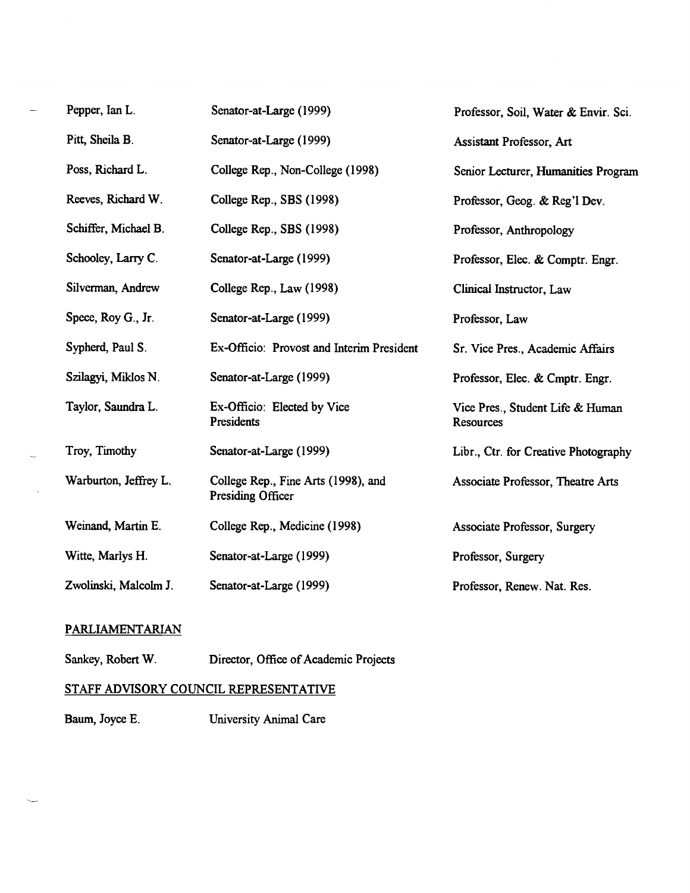| | | |
|---|---|---|
| Pepper, Ian L. | Senator-at-Large (1999) | Professor, Soil, Water & Envir. Sci. |
| Pitt, Sheila B. | Senator-at-Large (1999) | Assistant Professor, Art |
| Poss, Richard L. | College Rep., Non-College (1998) | Senior Lecturer, Humanities Program |
| Reeves, Richard W. | College Rep., SBS (1998) | Professor, Geog. & Reg'l Dev. |
| Schiffer, Michael B. | College Rep., SBS (1998) | Professor, Anthropology |
| Schooley, Larry C. | Senator-at-Large (1999) | Professor, Elec. & Comptr. Engr. |
| Silverman, Andrew | College Rep., Law (1998) | Clinical Instructor, Law |
| Spece, Roy G., Jr. | Senator-at-Large (1999) | Professor, Law |
| Sypherd, Paul S. | Ex-Officio: Provost and Interim President | Sr. Vice Pres., Academic Affairs |
| Szilagyi, Miklos N. | Senator-at-Large (1999) | Professor, Elec. & Cmptr. Engr. |
| Taylor, Saundra L. | Ex-Officio: Elected by Vice Presidents | Vice Pres., Student Life & Human Resources |
| Troy, Timothy | Senator-at-Large (1999) | Libr., Ctr. for Creative Photography |
| Warburton, Jeffrey L. | College Rep., Fine Arts (1998), and Presiding Officer | Associate Professor, Theatre Arts |
| Weinand, Martin E. | College Rep., Medicine (1998) | Associate Professor, Surgery |
| Witte, Marlys H. | Senator-at-Large (1999) | Professor, Surgery |
| Zwolinski, Malcolm J. | Senator-at-Large (1999) | Professor, Renew. Nat. Res. |

PARLIAMENTARIAN

| | |
|---|---|
| Sankey, Robert W. | Director, Office of Academic Projects |

STAFF ADVISORY COUNCIL REPRESENTATIVE

| | |
|---|---|
| Baum, Joyce E. | University Animal Care |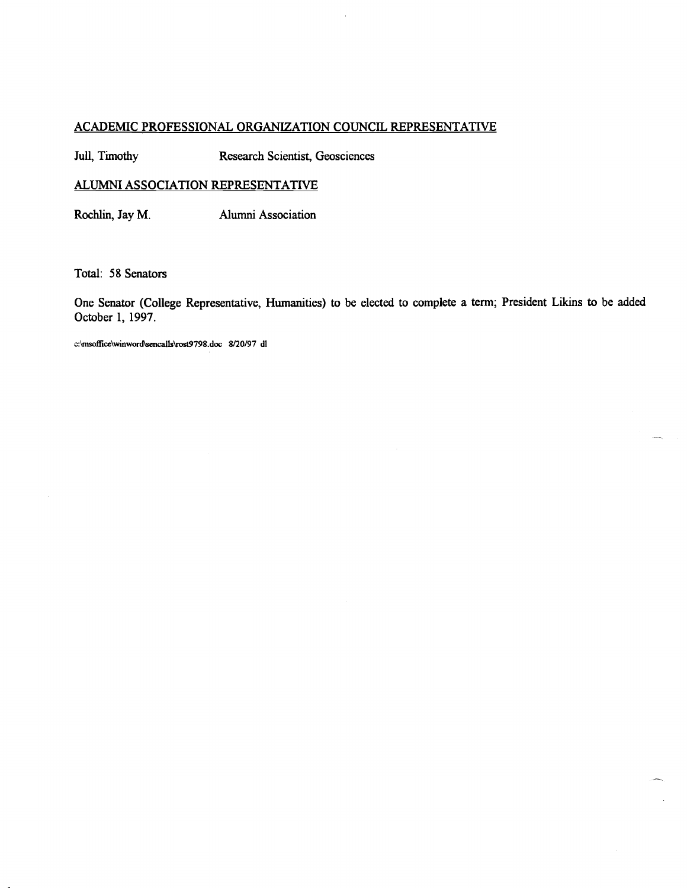<u>ACADEMIC PROFESSIONAL ORGANIZATION COUNCIL REPRESENTATIVE</u>

| | |
|---|---|
| Jull, Timothy | Research Scientist, Geosciences |

<u>ALUMNI ASSOCIATION REPRESENTATIVE</u>

| | |
|---|---|
| Rochlin, Jay M. | Alumni Association |

Total: 58 Senators

One Senator (College Representative, Humanities) to be elected to complete a term; President Likins to be added October 1, 1997.

c:\msoffice\winword\sencalls\rost9798.doc 8/20/97 dl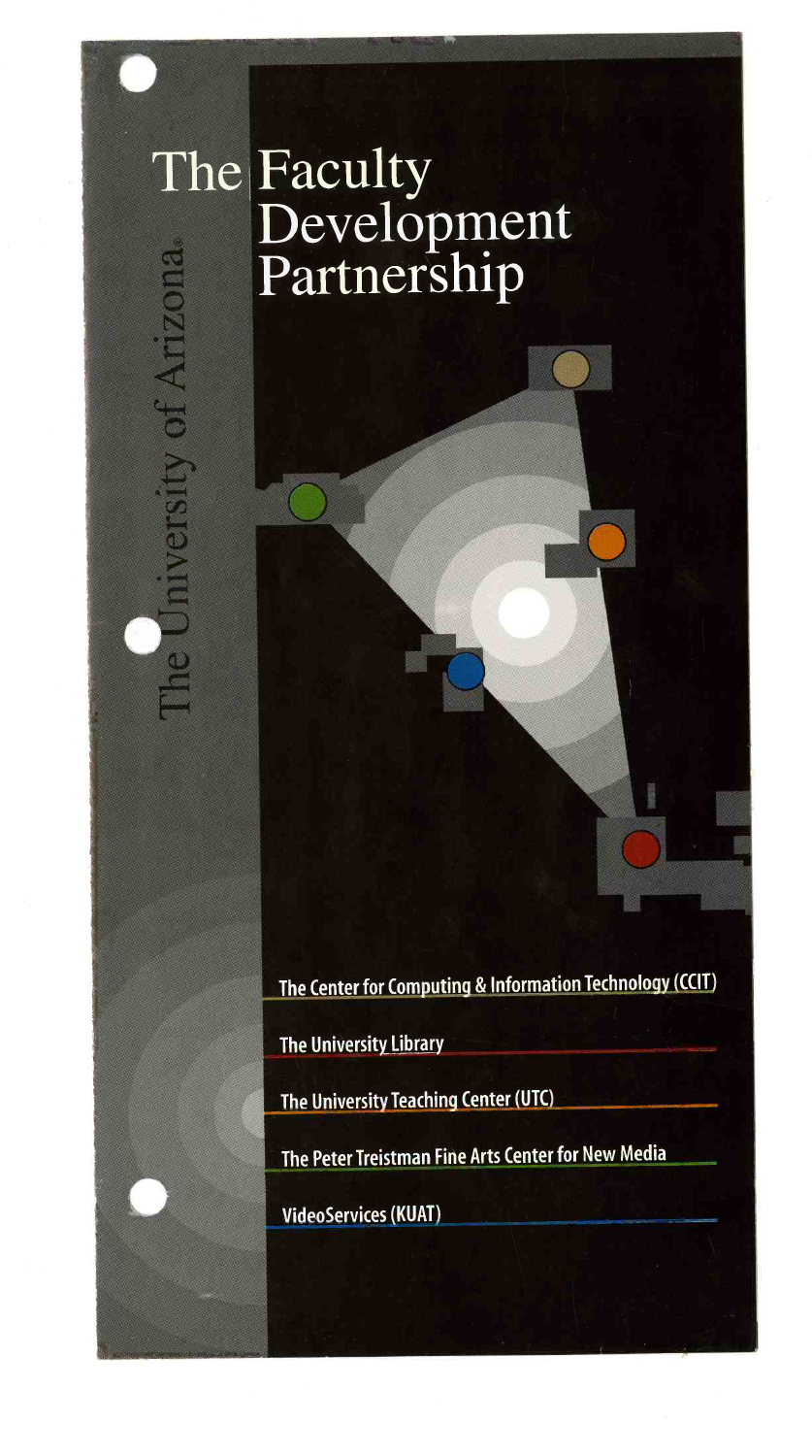The University of Arizona®

# The Faculty Development Partnership

The Center for Computing & Information Technology (CCIT)

The University Library

The University Teaching Center (UTC)

The Peter Treistman Fine Arts Center for New Media

VideoServices (KUAT)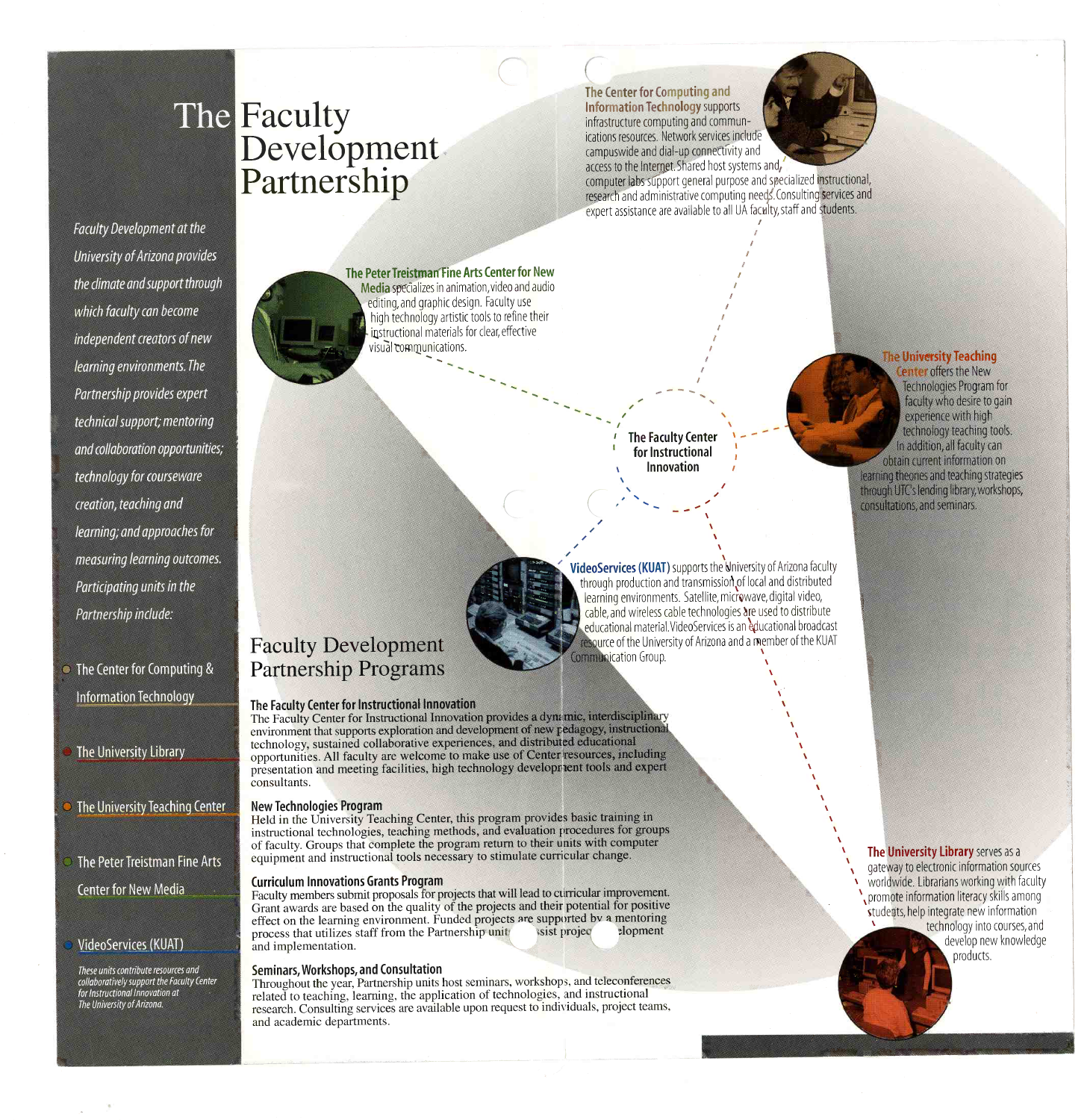# The Faculty Development Partnership

*Faculty Development at the University of Arizona provides the climate and support through which faculty can become independent creators of new learning environments. The Partnership provides expert technical support; mentoring and collaboration opportunities; technology for courseware creation, teaching and learning; and approaches for measuring learning outcomes. Participating units in the Partnership include:*

- The Center for Computing & Information Technology
- The University Library
- The University Teaching Center
- The Peter Treistman Fine Arts Center for New Media
- VideoServices (KUAT)

*These units contribute resources and collaboratively support the Faculty Center for Instructional Innovation at The University of Arizona.*

**The Center for Computing and Information Technology** supports infrastructure computing and communications resources. Network services include campuswide and dial-up connectivity and access to the Internet. Shared host systems and computer labs support general purpose and specialized instructional, research and administrative computing needs. Consulting services and expert assistance are available to all UA faculty, staff and students.

**The Peter Treistman Fine Arts Center for New Media** specializes in animation, video and audio editing, and graphic design. Faculty use high technology artistic tools to refine their instructional materials for clear, effective visual communications.

**The Faculty Center for Instructional Innovation**

**The University Teaching Center** offers the New Technologies Program for faculty who desire to gain experience with high technology teaching tools. In addition, all faculty can obtain current information on learning theories and teaching strategies through UTC's lending library, workshops, consultations, and seminars.

**VideoServices (KUAT)** supports the University of Arizona faculty through production and transmission of local and distributed learning environments. Satellite, microwave, digital video, cable, and wireless cable technologies are used to distribute educational material. VideoServices is an educational broadcast resource of the University of Arizona and a member of the KUAT Communication Group.

**The University Library** serves as a gateway to electronic information sources worldwide. Librarians working with faculty promote information literacy skills among students, help integrate new information technology into courses, and develop new knowledge products.

## Faculty Development Partnership Programs

### The Faculty Center for Instructional Innovation

The Faculty Center for Instructional Innovation provides a dynamic, interdisciplinary environment that supports exploration and development of new pedagogy, instructional technology, sustained collaborative experiences, and distributed educational opportunities. All faculty are welcome to make use of Center resources, including presentation and meeting facilities, high technology development tools and expert consultants.

### New Technologies Program

Held in the University Teaching Center, this program provides basic training in instructional technologies, teaching methods, and evaluation procedures for groups of faculty. Groups that complete the program return to their units with computer equipment and instructional tools necessary to stimulate curricular change.

### Curriculum Innovations Grants Program

Faculty members submit proposals for projects that will lead to curricular improvement. Grant awards are based on the quality of the projects and their potential for positive effect on the learning environment. Funded projects are supported by a mentoring process that utilizes staff from the Partnership unit[s to a]ssist projec[t dev]elopment and implementation.

### Seminars, Workshops, and Consultation

Throughout the year, Partnership units host seminars, workshops, and teleconferences related to teaching, learning, the application of technologies, and instructional research. Consulting services are available upon request to individuals, project teams, and academic departments.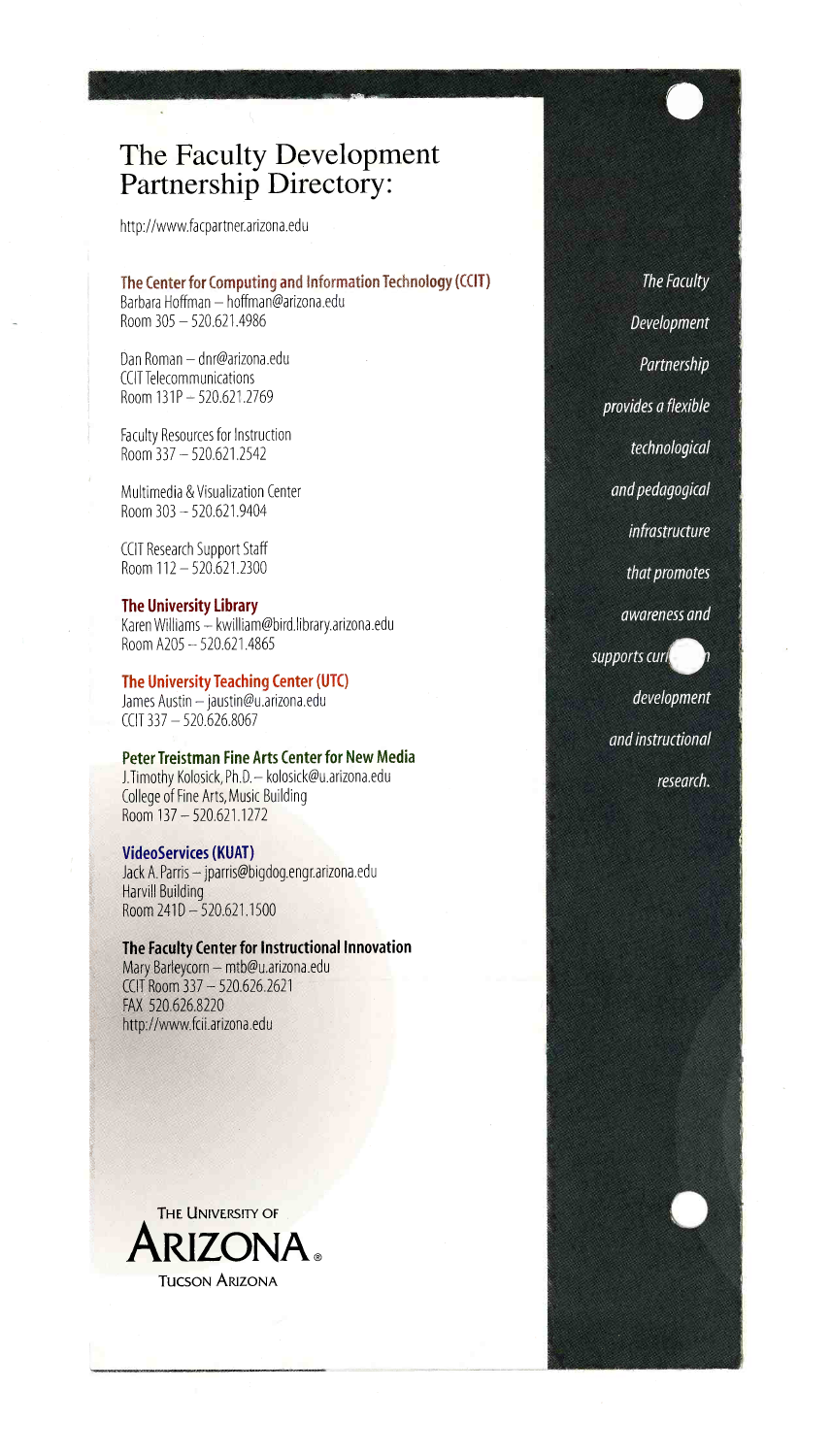# The Faculty Development Partnership Directory:

http://www.facpartner.arizona.edu

**The Center for Computing and Information Technology (CCIT)**
Barbara Hoffman – hoffman@arizona.edu
Room 305 – 520.621.4986

Dan Roman – dnr@arizona.edu
CCIT Telecommunications
Room 131P – 520.621.2769

Faculty Resources for Instruction
Room 337 – 520.621.2542

Multimedia & Visualization Center
Room 303 – 520.621.9404

CCIT Research Support Staff
Room 112 – 520.621.2300

**The University Library**
Karen Williams – kwilliam@bird.library.arizona.edu
Room A205 – 520.621.4865

**The University Teaching Center (UTC)**
James Austin – jaustin@u.arizona.edu
CCIT 337 – 520.626.8067

**Peter Treistman Fine Arts Center for New Media**
J.Timothy Kolosick, Ph.D. – kolosick@u.arizona.edu
College of Fine Arts, Music Building
Room 137 – 520.621.1272

**VideoServices (KUAT)**
Jack A. Parris – jparris@bigdog.engr.arizona.edu
Harvill Building
Room 241D – 520.621.1500

**The Faculty Center for Instructional Innovation**
Mary Barleycorn – mtb@u.arizona.edu
CCIT Room 337 – 520.626.2621
FAX 520.626.8220
http://www.fcii.arizona.edu

THE UNIVERSITY OF
ARIZONA®
TUCSON ARIZONA

*The Faculty Development Partnership provides a flexible technological and pedagogical infrastructure that promotes awareness and supports curriculum development and instructional research.*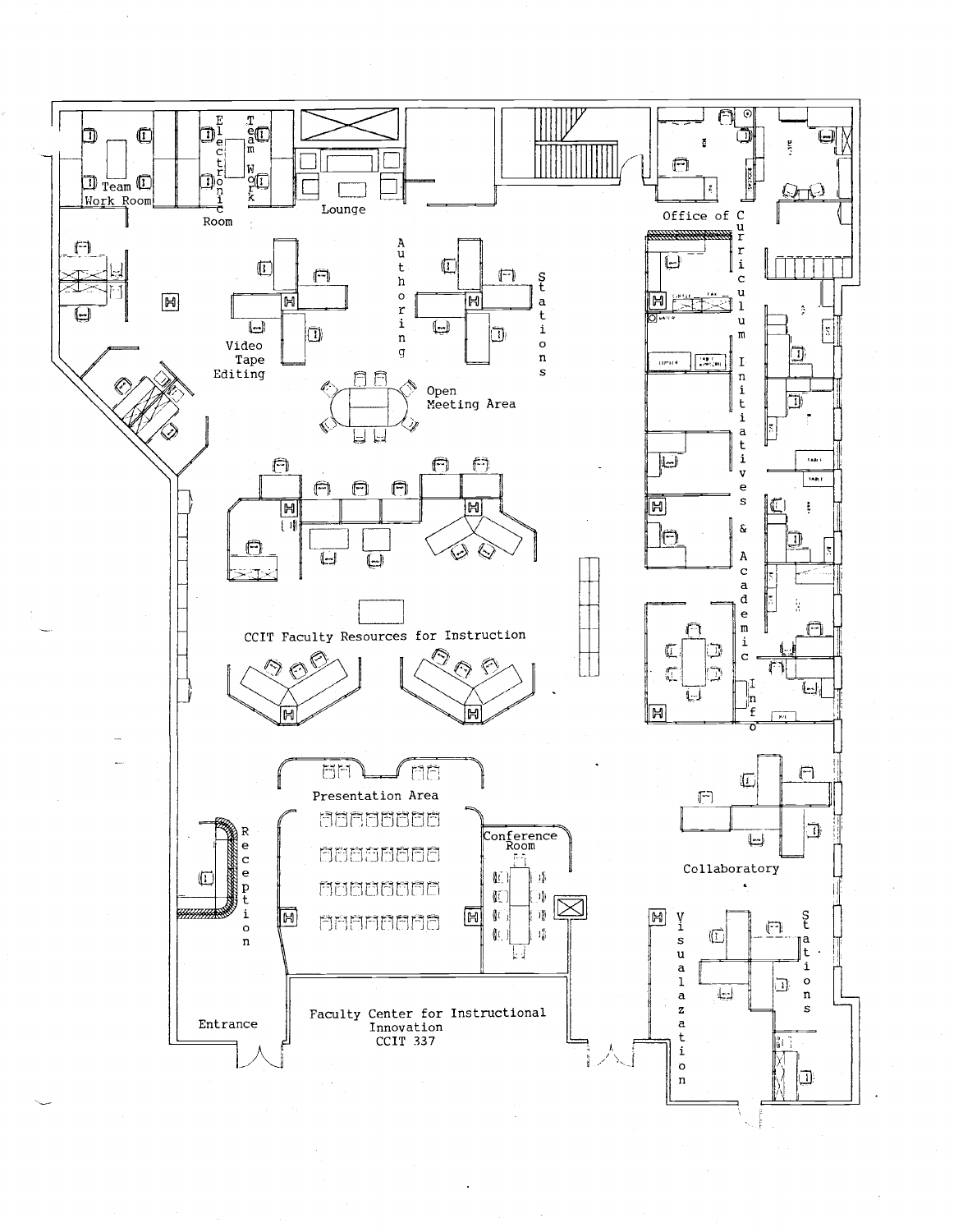Team Work Room

Electronic Room

Team Work

Lounge

Office of Curriculum Initiatives & Academic Info

Authoring Stations

Video Tape Editing

Open Meeting Area

CCIT Faculty Resources for Instruction

Presentation Area

Conference Room

Collaboratory

Reception

Visualazation Stations

Entrance

Faculty Center for Instructional Innovation
CCIT 337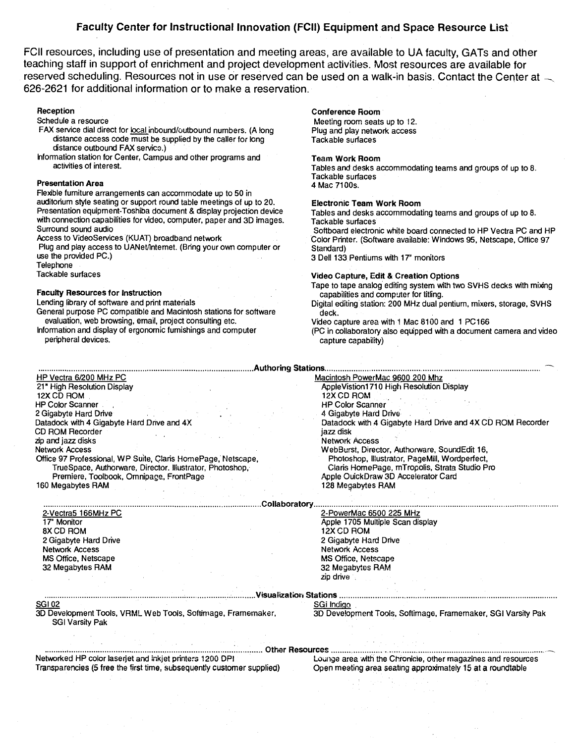# Faculty Center for Instructional Innovation (FCII) Equipment and Space Resource List

FCII resources, including use of presentation and meeting areas, are available to UA faculty, GATs and other teaching staff in support of enrichment and project development activities. Most resources are available for reserved scheduling. Resources not in use or reserved can be used on a walk-in basis. Contact the Center at 626-2621 for additional information or to make a reservation.

**Reception**

Schedule a resource

FAX service dial direct for local inbound/outbound numbers. (A long distance access code must be supplied by the caller for long distance outbound FAX service.)

Information station for Center, Campus and other programs and activities of interest.

**Presentation Area**

Flexible furniture arrangements can accommodate up to 50 in auditorium style seating or support round table meetings of up to 20.

Presentation equipment-Toshiba document & display projection device with connection capabilities for video, computer, paper and 3D images.

Surround sound audio

Access to VideoServices (KUAT) broadband network

Plug and play access to UANet/Internet. (Bring your own computer or use the provided PC.)

Telephone

Tackable surfaces

**Faculty Resources for Instruction**

Lending library of software and print materials

General purpose PC compatible and Macintosh stations for software evaluation, web browsing, email, project consulting etc.

Information and display of ergonomic furnishings and computer peripheral devices.

**Conference Room**

Meeting room seats up to 12.

Plug and play network access

Tackable surfaces

**Team Work Room**

Tables and desks accommodating teams and groups of up to 8.

Tackable surfaces

4 Mac 7100s.

**Electronic Team Work Room**

Tables and desks accommodating teams and groups of up to 8.

Tackable surfaces

Softboard electronic white board connected to HP Vectra PC and HP Color Printer. (Software available: Windows 95, Netscape, Office 97 Standard)

3 Dell 133 Pentiums with 17" monitors

**Video Capture, Edit & Creation Options**

Tape to tape analog editing system with two SVHS decks with mixing capabilities and computer for titling.

Digital editing station: 200 MHz dual pentium, mixers, storage, SVHS deck.

Video capture area with 1 Mac 8100 and 1 PC166

(PC in collaboratory also equipped with a document camera and video capture capability)

## Authoring Stations

HP Vectra 6/200 MHz PC
- 21" High Resolution Display
- 12X CD ROM
- HP Color Scanner
- 2 Gigabyte Hard Drive
- Datadock with 4 Gigabyte Hard Drive and 4X CD ROM Recorder
- zip and jazz disks
- Network Access
- Office 97 Professional, WP Suite, Claris HomePage, Netscape, TrueSpace, Authorware, Director. Illustrator, Photoshop, Premiere, Toolbook, Omnipage, FrontPage
- 160 Megabytes RAM

Macintosh PowerMac 9600 200 Mhz
- AppleVistion1710 High Resolution Display
- 12X CD ROM
- HP Color Scanner
- 4 Gigabyte Hard Drive
- Datadock with 4 Gigabyte Hard Drive and 4X CD ROM Recorder
- jazz disk
- Network Access
- WebBurst, Director, Authorware, SoundEdit 16, Photoshop, Illustrator, PageMill, Wordperfect, Claris HomePage, mTropolis, Strata Studio Pro
- Apple QuickDraw 3D Accelerator Card
- 128 Megabytes RAM

## Collaboratory

2-Vectra5 166MHz PC
- 17" Monitor
- 8X CD ROM
- 2 Gigabyte Hard Drive
- Network Access
- MS Office, Netscape
- 32 Megabytes RAM

2-PowerMac 6500 225 MHz
- Apple 1705 Multiple Scan display
- 12X CD ROM
- 2 Gigabyte Hard Drive
- Network Access
- MS Office, Netscape
- 32 Megabytes RAM
- zip drive

## Visualization Stations

SGI 02
- 3D Development Tools, VRML Web Tools, Softimage, Framemaker, SGI Varsity Pak

SGi Indigo
- 3D Development Tools, Softimage, Framemaker, SGI Varsity Pak

## Other Resources

Networked HP color laserjet and inkjet printers 1200 DPI

Transparencies (5 free the first time, subsequently customer supplied)

Lounge area with the Chronicle, other magazines and resources

Open meeting area seating approximately 15 at a roundtable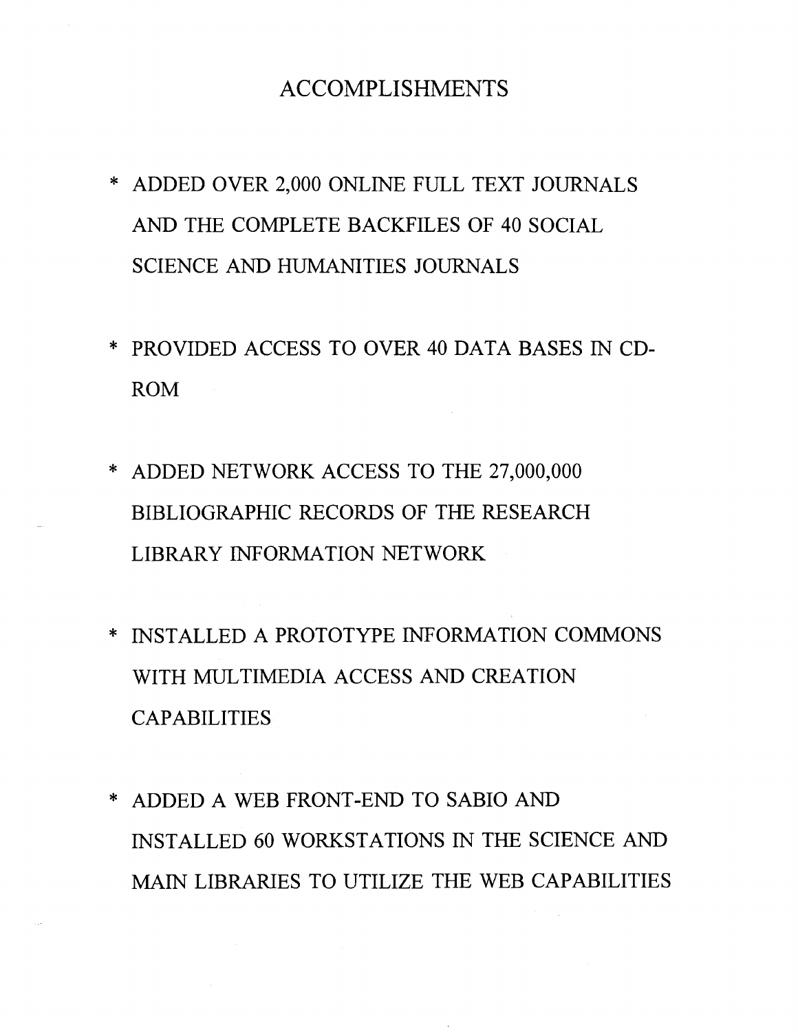# ACCOMPLISHMENTS

* ADDED OVER 2,000 ONLINE FULL TEXT JOURNALS AND THE COMPLETE BACKFILES OF 40 SOCIAL SCIENCE AND HUMANITIES JOURNALS

* PROVIDED ACCESS TO OVER 40 DATA BASES IN CD-ROM

* ADDED NETWORK ACCESS TO THE 27,000,000 BIBLIOGRAPHIC RECORDS OF THE RESEARCH LIBRARY INFORMATION NETWORK

* INSTALLED A PROTOTYPE INFORMATION COMMONS WITH MULTIMEDIA ACCESS AND CREATION CAPABILITIES

* ADDED A WEB FRONT-END TO SABIO AND INSTALLED 60 WORKSTATIONS IN THE SCIENCE AND MAIN LIBRARIES TO UTILIZE THE WEB CAPABILITIES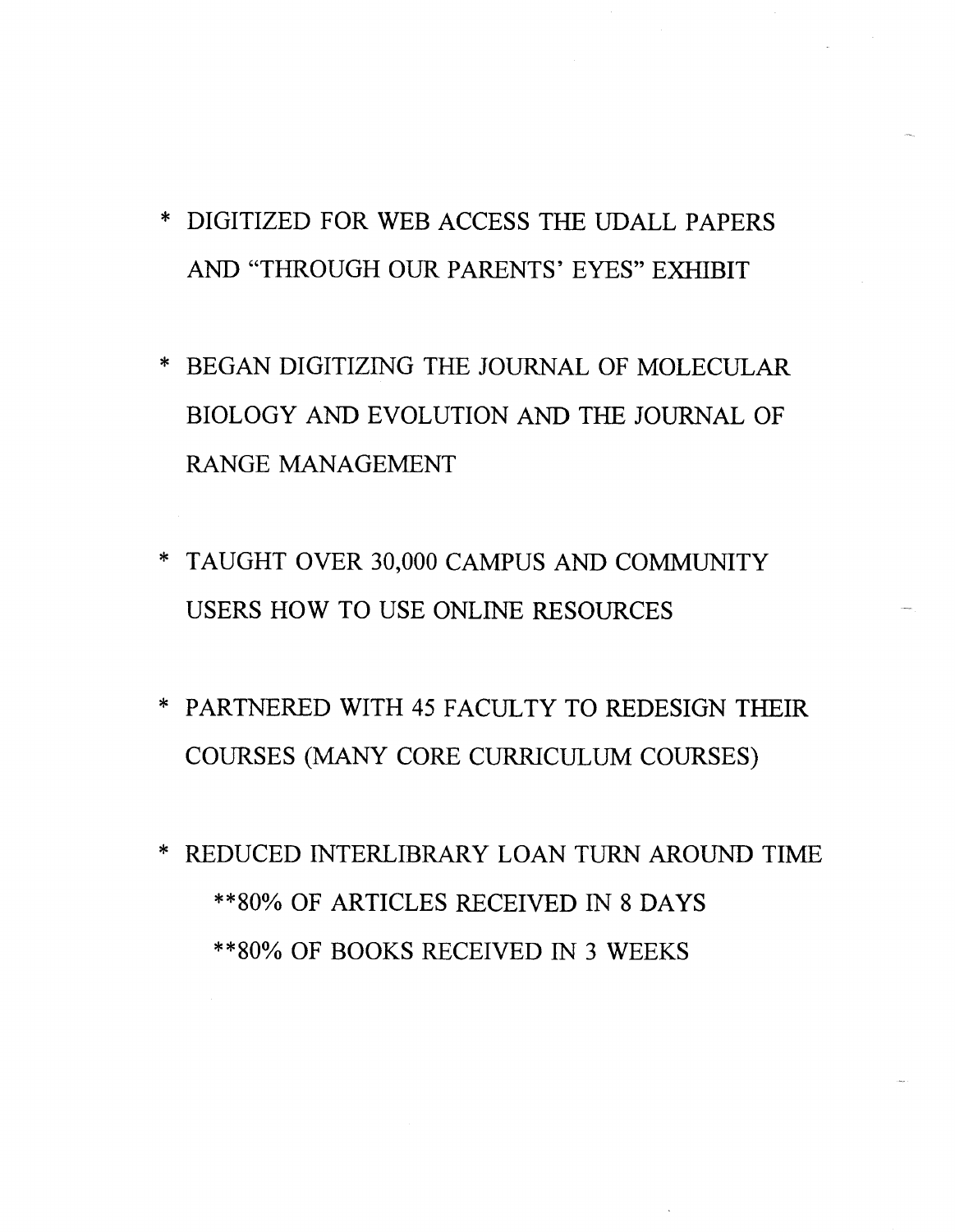* DIGITIZED FOR WEB ACCESS THE UDALL PAPERS AND "THROUGH OUR PARENTS' EYES" EXHIBIT

* BEGAN DIGITIZING THE JOURNAL OF MOLECULAR BIOLOGY AND EVOLUTION AND THE JOURNAL OF RANGE MANAGEMENT

* TAUGHT OVER 30,000 CAMPUS AND COMMUNITY USERS HOW TO USE ONLINE RESOURCES

* PARTNERED WITH 45 FACULTY TO REDESIGN THEIR COURSES (MANY CORE CURRICULUM COURSES)

* REDUCED INTERLIBRARY LOAN TURN AROUND TIME
  **80% OF ARTICLES RECEIVED IN 8 DAYS
  **80% OF BOOKS RECEIVED IN 3 WEEKS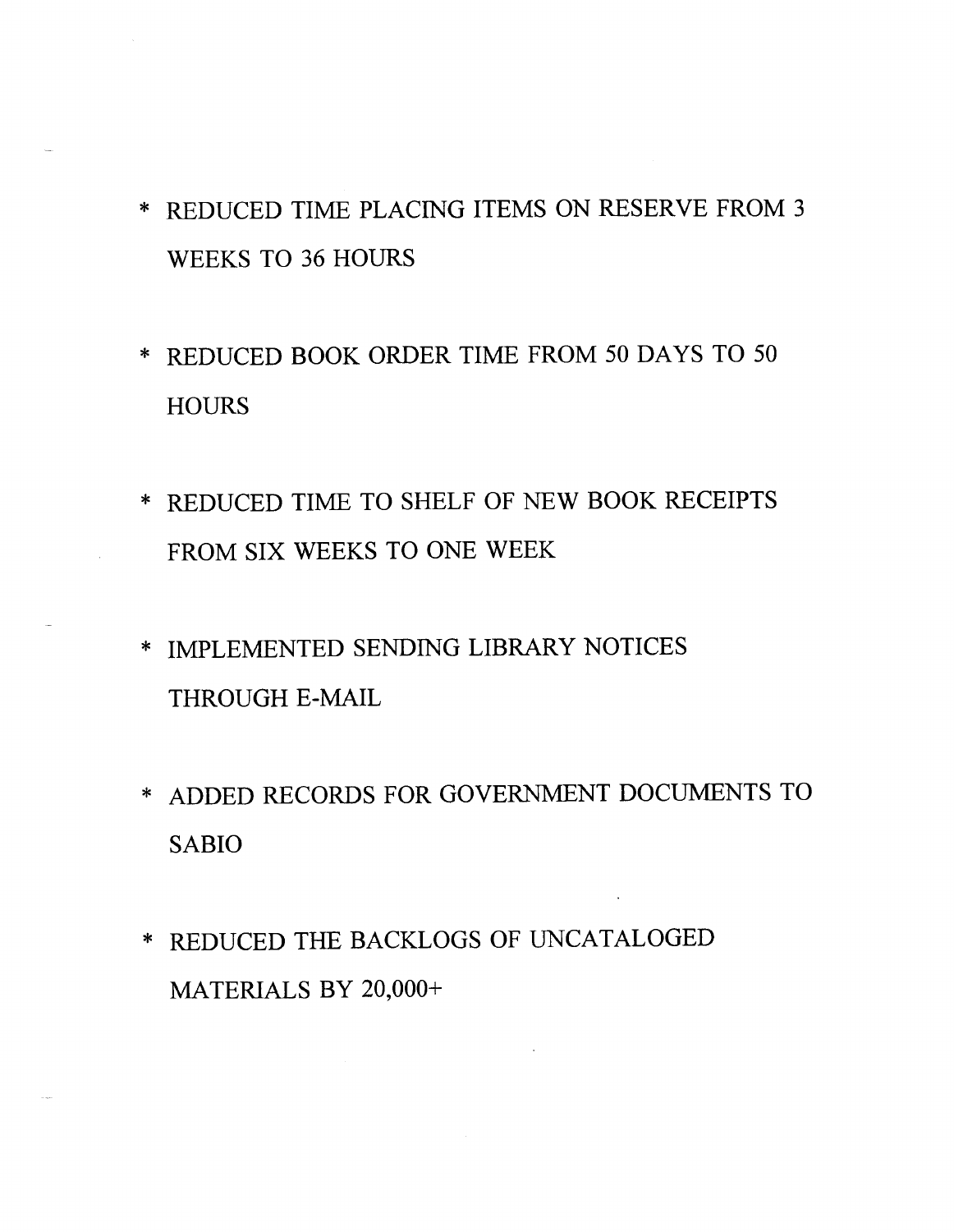* REDUCED TIME PLACING ITEMS ON RESERVE FROM 3 WEEKS TO 36 HOURS

* REDUCED BOOK ORDER TIME FROM 50 DAYS TO 50 HOURS

* REDUCED TIME TO SHELF OF NEW BOOK RECEIPTS FROM SIX WEEKS TO ONE WEEK

* IMPLEMENTED SENDING LIBRARY NOTICES THROUGH E-MAIL

* ADDED RECORDS FOR GOVERNMENT DOCUMENTS TO SABIO

* REDUCED THE BACKLOGS OF UNCATALOGED MATERIALS BY 20,000+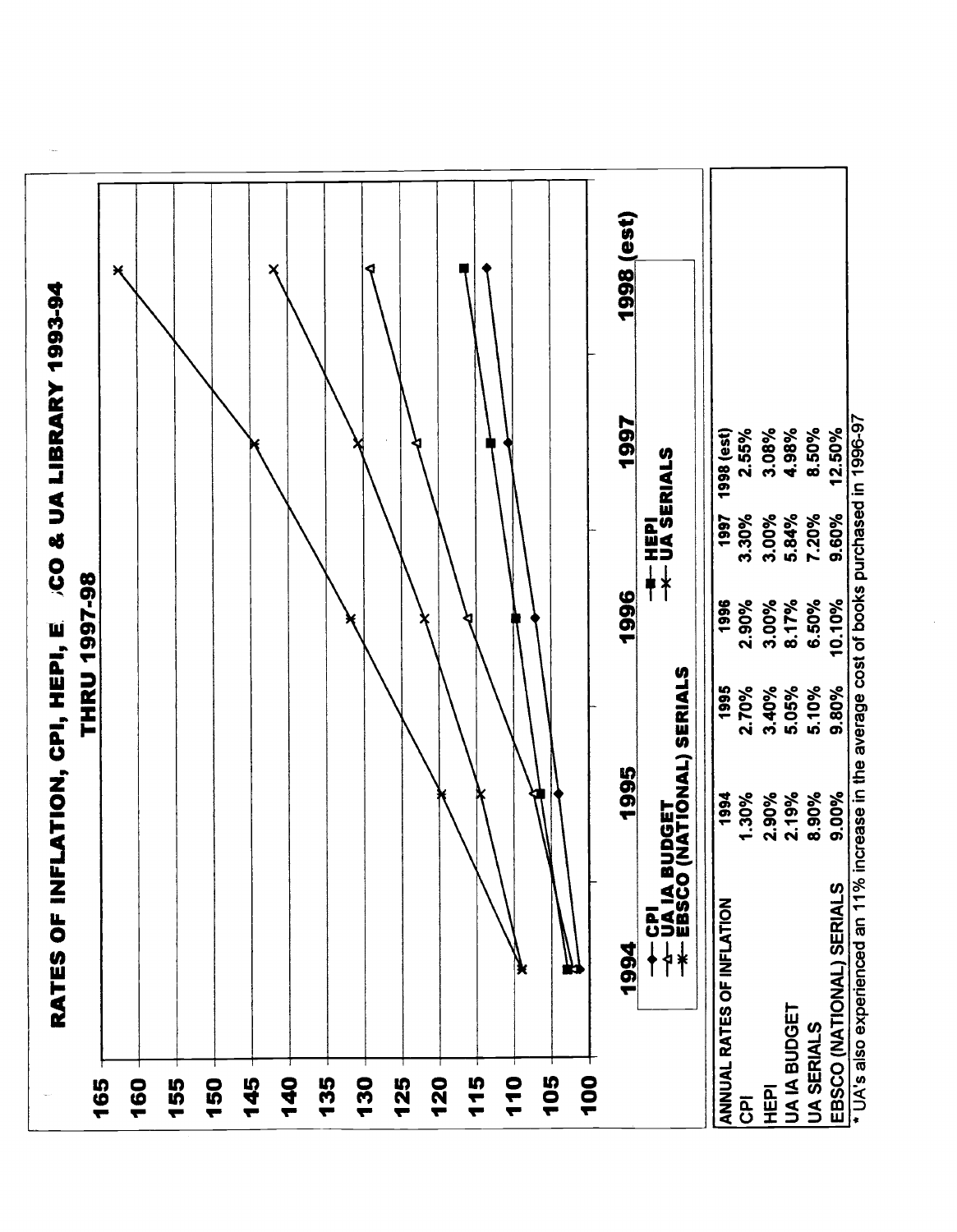## RATES OF INFLATION, CPI, HEPI, E ,CO & UA LIBRARY 1993-94 THRU 1997-98

165
160
155
150
145
140
135
130
125
120
115
110
105
100

1994
1995
1996
1997
1998 (est)

CPI
UA IA BUDGET
EBSCO (NATIONAL) SERIALS
HEPI
UA SERIALS

| ANNUAL RATES OF INFLATION | 1994 | 1995 | 1996 | 1997 | 1998 (est) |
|---|---|---|---|---|---|
| CPI | 1.30% | 2.70% | 2.90% | 3.30% | 2.55% |
| HEPI | 2.90% | 3.40% | 3.00% | 3.00% | 3.08% |
| UA IA BUDGET | 2.19% | 5.05% | 8.17% | 5.84% | 4.98% |
| UA SERIALS | 8.90% | 5.10% | 6.50% | 7.20% | 8.50% |
| EBSCO (NATIONAL) SERIALS | 9.00% | 9.80% | 10.10% | 9.60% | 12.50% |

* UA's also experienced an 11% increase in the average cost of books purchased in 1996-97